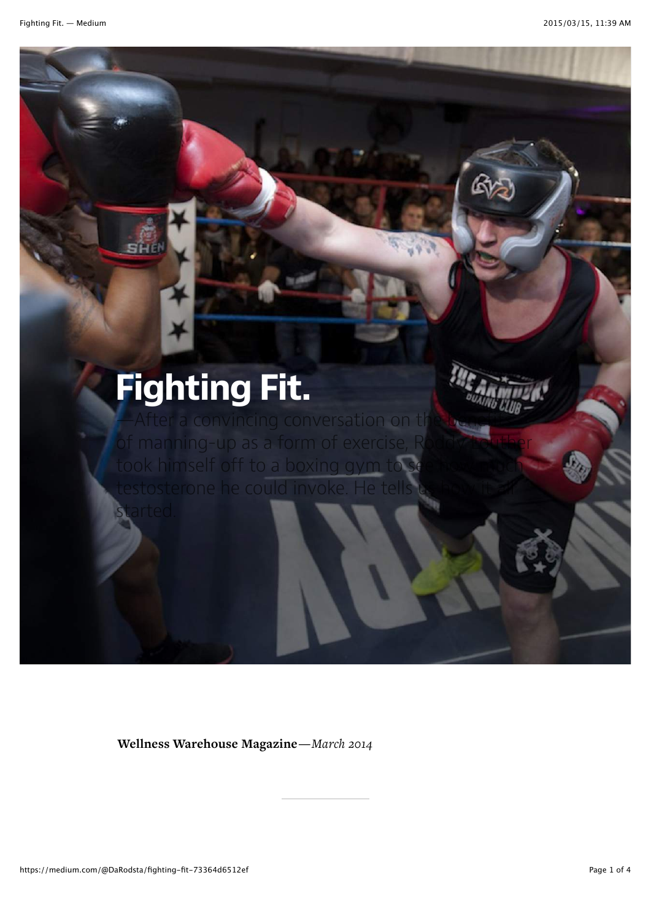# Fighting Fit.

—After a convincing conversation on the benefits of manning-up as a form of exercise, Roddy Luther took himself off to a boxing gym to see how much testosterone he could invoke. He tells us how it all started.

**Wellness Warehouse Magazine**—*March 2014*

---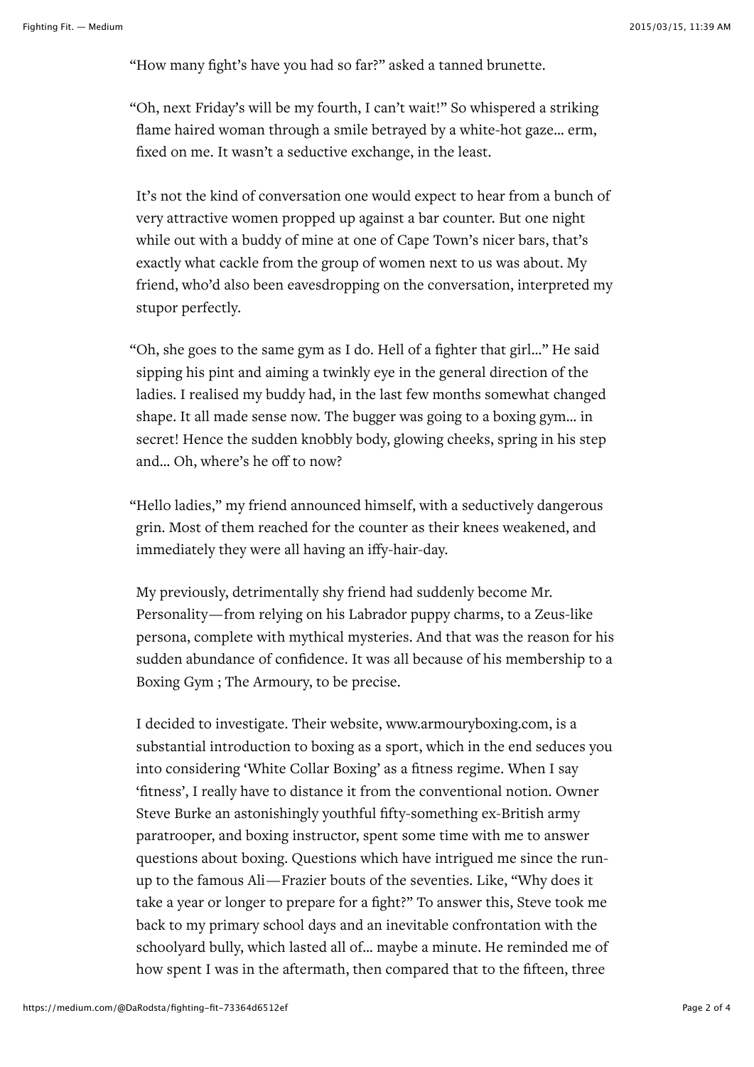"How many fight's have you had so far?" asked a tanned brunette.

"Oh, next Friday's will be my fourth, I can't wait!" So whispered a striking flame haired woman through a smile betrayed by a white-hot gaze… erm, fixed on me. It wasn't a seductive exchange, in the least.

It's not the kind of conversation one would expect to hear from a bunch of very attractive women propped up against a bar counter. But one night while out with a buddy of mine at one of Cape Town's nicer bars, that's exactly what cackle from the group of women next to us was about. My friend, who'd also been eavesdropping on the conversation, interpreted my stupor perfectly.

"Oh, she goes to the same gym as I do. Hell of a fighter that girl…" He said sipping his pint and aiming a twinkly eye in the general direction of the ladies. I realised my buddy had, in the last few months somewhat changed shape. It all made sense now. The bugger was going to a boxing gym… in secret! Hence the sudden knobbly body, glowing cheeks, spring in his step and… Oh, where's he off to now?

"Hello ladies," my friend announced himself, with a seductively dangerous grin. Most of them reached for the counter as their knees weakened, and immediately they were all having an iffy-hair-day.

My previously, detrimentally shy friend had suddenly become Mr. Personality—from relying on his Labrador puppy charms, to a Zeus-like persona, complete with mythical mysteries. And that was the reason for his sudden abundance of confidence. It was all because of his membership to a Boxing Gym ; The Armoury, to be precise.

I decided to investigate. Their website, www.armouryboxing.com, is a substantial introduction to boxing as a sport, which in the end seduces you into considering 'White Collar Boxing' as a fitness regime. When I say 'fitness', I really have to distance it from the conventional notion. Owner Steve Burke an astonishingly youthful fifty-something ex-British army paratrooper, and boxing instructor, spent some time with me to answer questions about boxing. Questions which have intrigued me since the run-up to the famous Ali—Frazier bouts of the seventies. Like, "Why does it take a year or longer to prepare for a fight?" To answer this, Steve took me back to my primary school days and an inevitable confrontation with the schoolyard bully, which lasted all of… maybe a minute. He reminded me of how spent I was in the aftermath, then compared that to the fifteen, three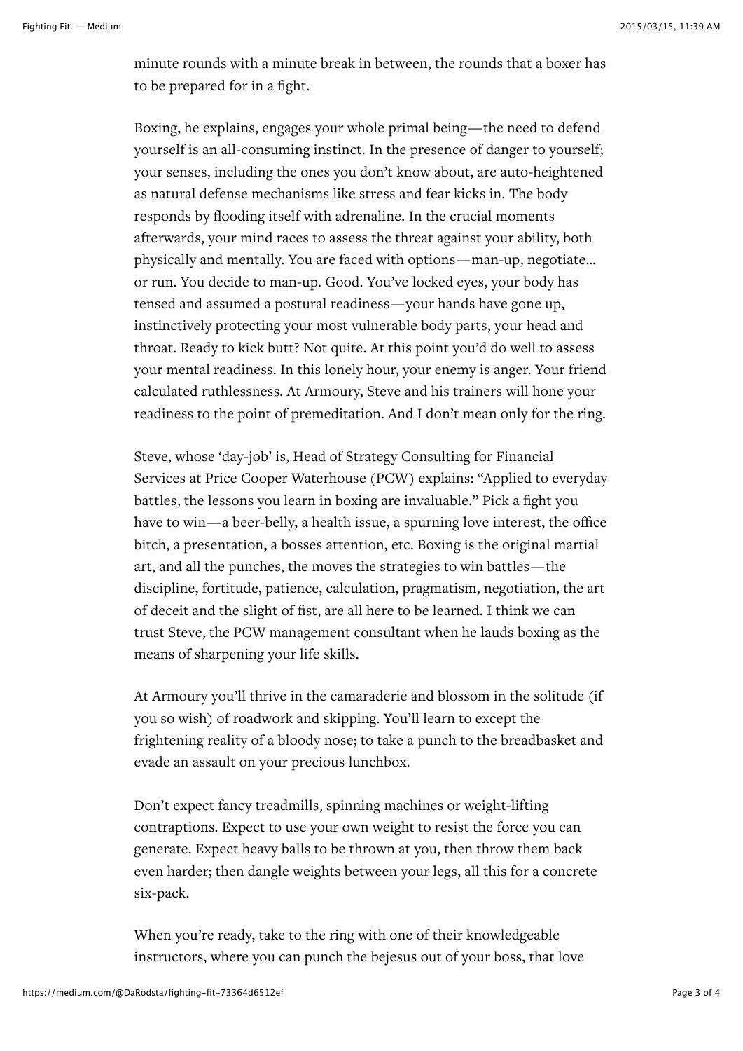minute rounds with a minute break in between, the rounds that a boxer has to be prepared for in a fight.

Boxing, he explains, engages your whole primal being—the need to defend yourself is an all-consuming instinct. In the presence of danger to yourself; your senses, including the ones you don't know about, are auto-heightened as natural defense mechanisms like stress and fear kicks in. The body responds by flooding itself with adrenaline. In the crucial moments afterwards, your mind races to assess the threat against your ability, both physically and mentally. You are faced with options—man-up, negotiate… or run. You decide to man-up. Good. You've locked eyes, your body has tensed and assumed a postural readiness—your hands have gone up, instinctively protecting your most vulnerable body parts, your head and throat. Ready to kick butt? Not quite. At this point you'd do well to assess your mental readiness. In this lonely hour, your enemy is anger. Your friend calculated ruthlessness. At Armoury, Steve and his trainers will hone your readiness to the point of premeditation. And I don't mean only for the ring.

Steve, whose 'day-job' is, Head of Strategy Consulting for Financial Services at Price Cooper Waterhouse (PCW) explains: "Applied to everyday battles, the lessons you learn in boxing are invaluable." Pick a fight you have to win—a beer-belly, a health issue, a spurning love interest, the office bitch, a presentation, a bosses attention, etc. Boxing is the original martial art, and all the punches, the moves the strategies to win battles—the discipline, fortitude, patience, calculation, pragmatism, negotiation, the art of deceit and the slight of fist, are all here to be learned. I think we can trust Steve, the PCW management consultant when he lauds boxing as the means of sharpening your life skills.

At Armoury you'll thrive in the camaraderie and blossom in the solitude (if you so wish) of roadwork and skipping. You'll learn to except the frightening reality of a bloody nose; to take a punch to the breadbasket and evade an assault on your precious lunchbox.

Don't expect fancy treadmills, spinning machines or weight-lifting contraptions. Expect to use your own weight to resist the force you can generate. Expect heavy balls to be thrown at you, then throw them back even harder; then dangle weights between your legs, all this for a concrete six-pack.

When you're ready, take to the ring with one of their knowledgeable instructors, where you can punch the bejesus out of your boss, that love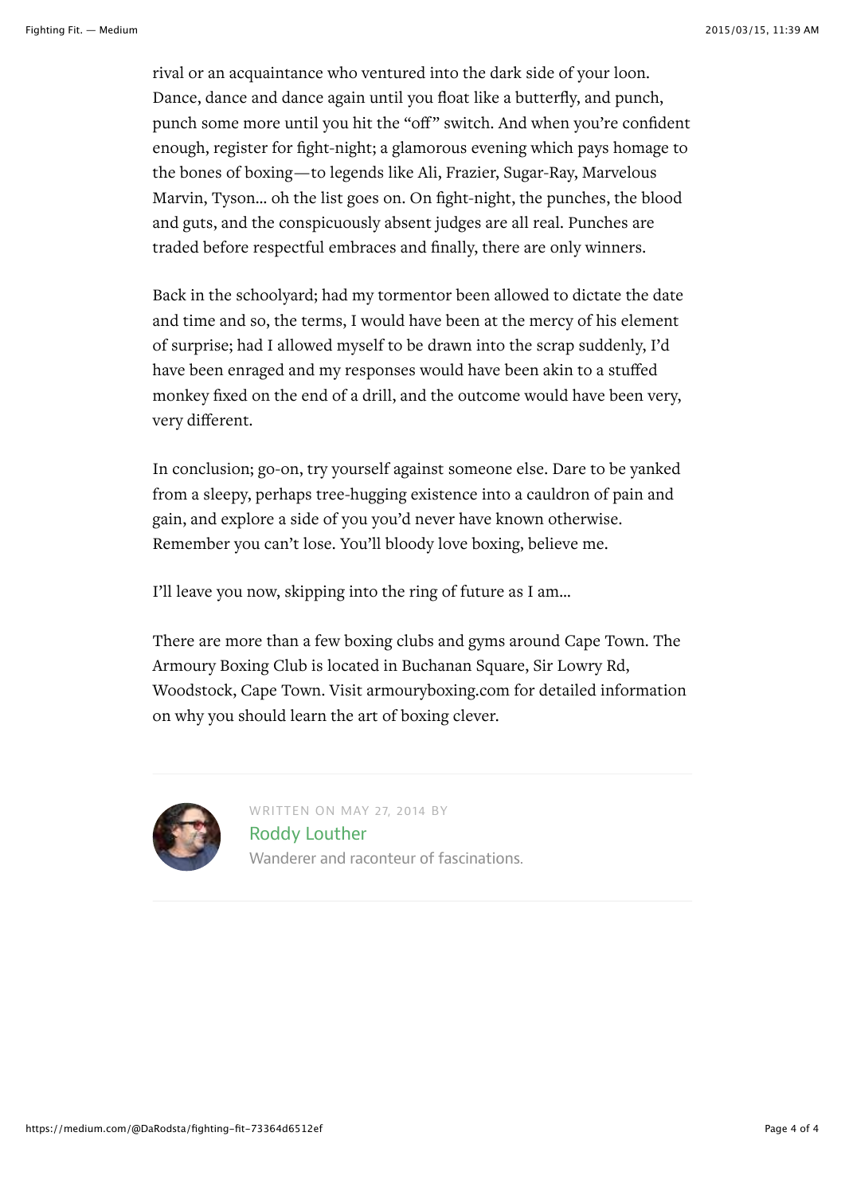rival or an acquaintance who ventured into the dark side of your loon. Dance, dance and dance again until you float like a butterfly, and punch, punch some more until you hit the "off" switch. And when you're confident enough, register for fight-night; a glamorous evening which pays homage to the bones of boxing—to legends like Ali, Frazier, Sugar-Ray, Marvelous Marvin, Tyson… oh the list goes on. On fight-night, the punches, the blood and guts, and the conspicuously absent judges are all real. Punches are traded before respectful embraces and finally, there are only winners.

Back in the schoolyard; had my tormentor been allowed to dictate the date and time and so, the terms, I would have been at the mercy of his element of surprise; had I allowed myself to be drawn into the scrap suddenly, I'd have been enraged and my responses would have been akin to a stuffed monkey fixed on the end of a drill, and the outcome would have been very, very different.

In conclusion; go-on, try yourself against someone else. Dare to be yanked from a sleepy, perhaps tree-hugging existence into a cauldron of pain and gain, and explore a side of you you'd never have known otherwise. Remember you can't lose. You'll bloody love boxing, believe me.

I'll leave you now, skipping into the ring of future as I am…

There are more than a few boxing clubs and gyms around Cape Town. The Armoury Boxing Club is located in Buchanan Square, Sir Lowry Rd, Woodstock, Cape Town. Visit armouryboxing.com for detailed information on why you should learn the art of boxing clever.

---

WRITTEN ON MAY 27, 2014 BY

Roddy Louther

Wanderer and raconteur of fascinations.